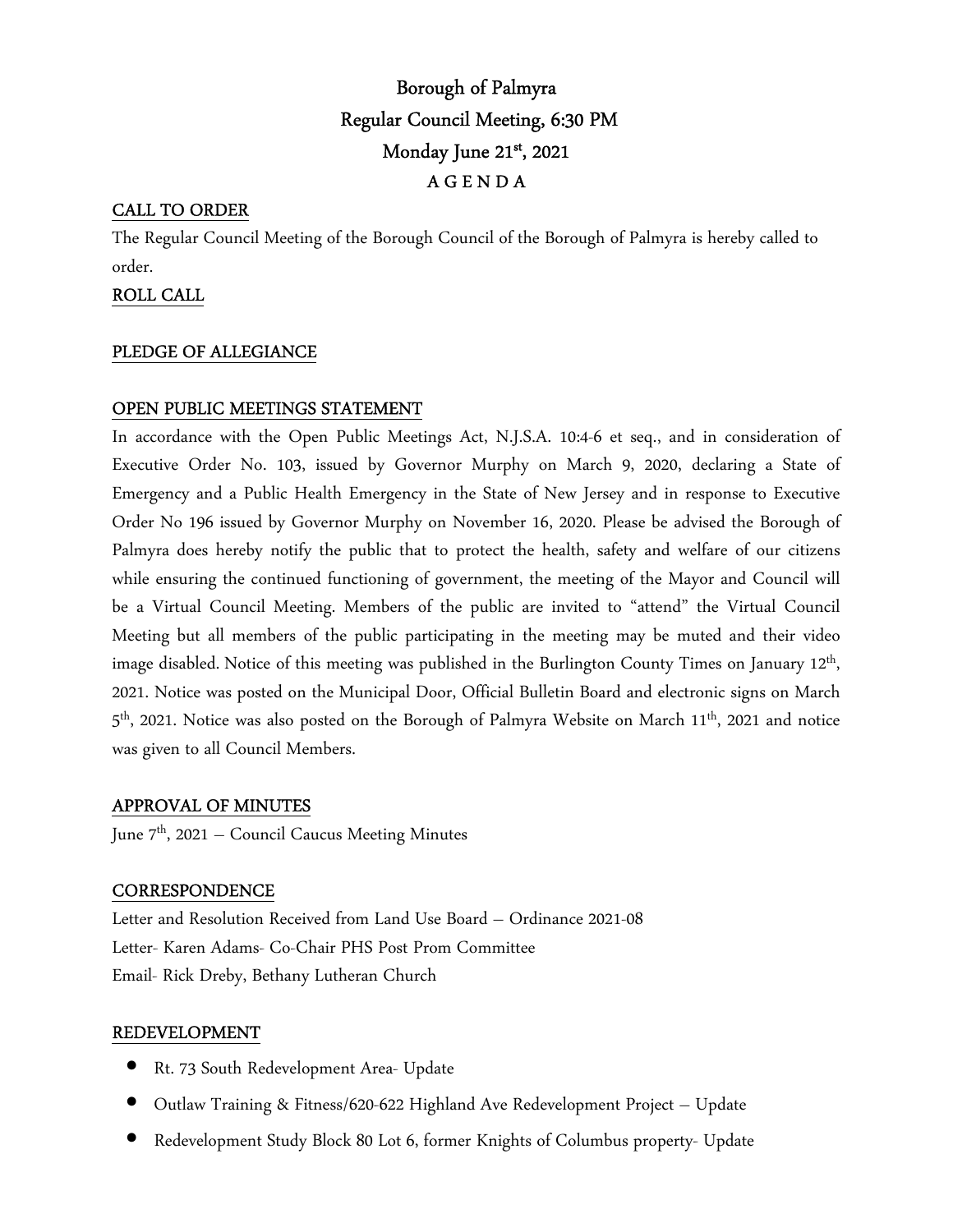# Borough of Palmyra
## Regular Council Meeting, 6:30 PM
## Monday June 21st, 2021
## A G E N D A

**CALL TO ORDER**

The Regular Council Meeting of the Borough Council of the Borough of Palmyra is hereby called to order.

**ROLL CALL**

**PLEDGE OF ALLEGIANCE**

**OPEN PUBLIC MEETINGS STATEMENT**

In accordance with the Open Public Meetings Act, N.J.S.A. 10:4-6 et seq., and in consideration of Executive Order No. 103, issued by Governor Murphy on March 9, 2020, declaring a State of Emergency and a Public Health Emergency in the State of New Jersey and in response to Executive Order No 196 issued by Governor Murphy on November 16, 2020. Please be advised the Borough of Palmyra does hereby notify the public that to protect the health, safety and welfare of our citizens while ensuring the continued functioning of government, the meeting of the Mayor and Council will be a Virtual Council Meeting. Members of the public are invited to "attend" the Virtual Council Meeting but all members of the public participating in the meeting may be muted and their video image disabled. Notice of this meeting was published in the Burlington County Times on January 12th, 2021. Notice was posted on the Municipal Door, Official Bulletin Board and electronic signs on March 5th, 2021. Notice was also posted on the Borough of Palmyra Website on March 11th, 2021 and notice was given to all Council Members.

**APPROVAL OF MINUTES**

June 7th, 2021 – Council Caucus Meeting Minutes

**CORRESPONDENCE**

Letter and Resolution Received from Land Use Board – Ordinance 2021-08
Letter- Karen Adams- Co-Chair PHS Post Prom Committee
Email- Rick Dreby, Bethany Lutheran Church

**REDEVELOPMENT**

- Rt. 73 South Redevelopment Area- Update
- Outlaw Training & Fitness/620-622 Highland Ave Redevelopment Project – Update
- Redevelopment Study Block 80 Lot 6, former Knights of Columbus property- Update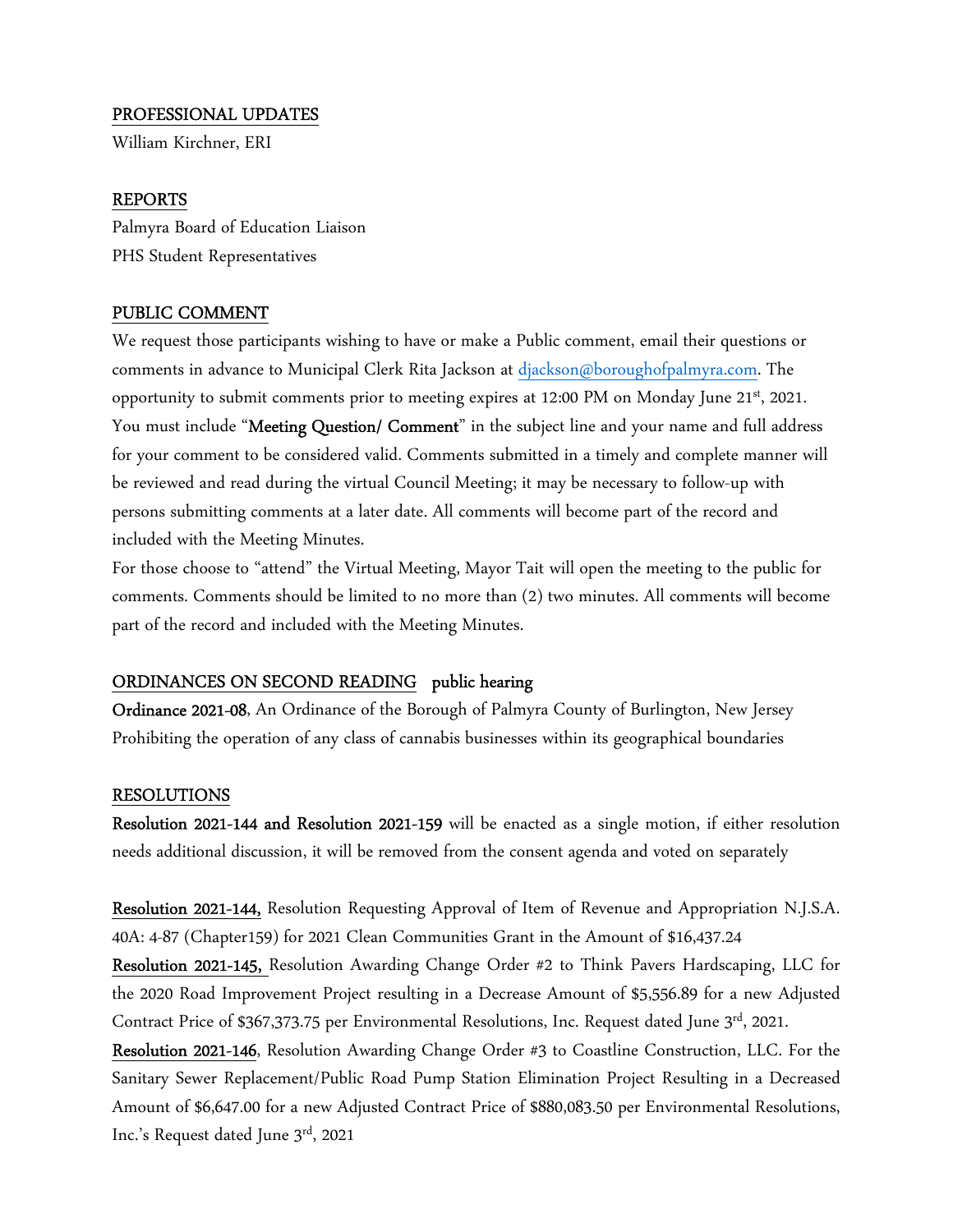## PROFESSIONAL UPDATES

William Kirchner, ERI

## REPORTS

Palmyra Board of Education Liaison

PHS Student Representatives

## PUBLIC COMMENT

We request those participants wishing to have or make a Public comment, email their questions or comments in advance to Municipal Clerk Rita Jackson at djackson@boroughofpalmyra.com. The opportunity to submit comments prior to meeting expires at 12:00 PM on Monday June 21st, 2021. You must include "**Meeting Question/ Comment**" in the subject line and your name and full address for your comment to be considered valid. Comments submitted in a timely and complete manner will be reviewed and read during the virtual Council Meeting; it may be necessary to follow-up with persons submitting comments at a later date. All comments will become part of the record and included with the Meeting Minutes.

For those choose to "attend" the Virtual Meeting, Mayor Tait will open the meeting to the public for comments. Comments should be limited to no more than (2) two minutes. All comments will become part of the record and included with the Meeting Minutes.

## ORDINANCES ON SECOND READING **public hearing**

**Ordinance 2021-08**, An Ordinance of the Borough of Palmyra County of Burlington, New Jersey Prohibiting the operation of any class of cannabis businesses within its geographical boundaries

## RESOLUTIONS

**Resolution 2021-144 and Resolution 2021-159** will be enacted as a single motion, if either resolution needs additional discussion, it will be removed from the consent agenda and voted on separately

**Resolution 2021-144,** Resolution Requesting Approval of Item of Revenue and Appropriation N.J.S.A. 40A: 4-87 (Chapter159) for 2021 Clean Communities Grant in the Amount of $16,437.24

**Resolution 2021-145,** Resolution Awarding Change Order #2 to Think Pavers Hardscaping, LLC for the 2020 Road Improvement Project resulting in a Decrease Amount of $5,556.89 for a new Adjusted Contract Price of $367,373.75 per Environmental Resolutions, Inc. Request dated June 3rd, 2021.

**Resolution 2021-146**, Resolution Awarding Change Order #3 to Coastline Construction, LLC. For the Sanitary Sewer Replacement/Public Road Pump Station Elimination Project Resulting in a Decreased Amount of $6,647.00 for a new Adjusted Contract Price of $880,083.50 per Environmental Resolutions, Inc.'s Request dated June 3rd, 2021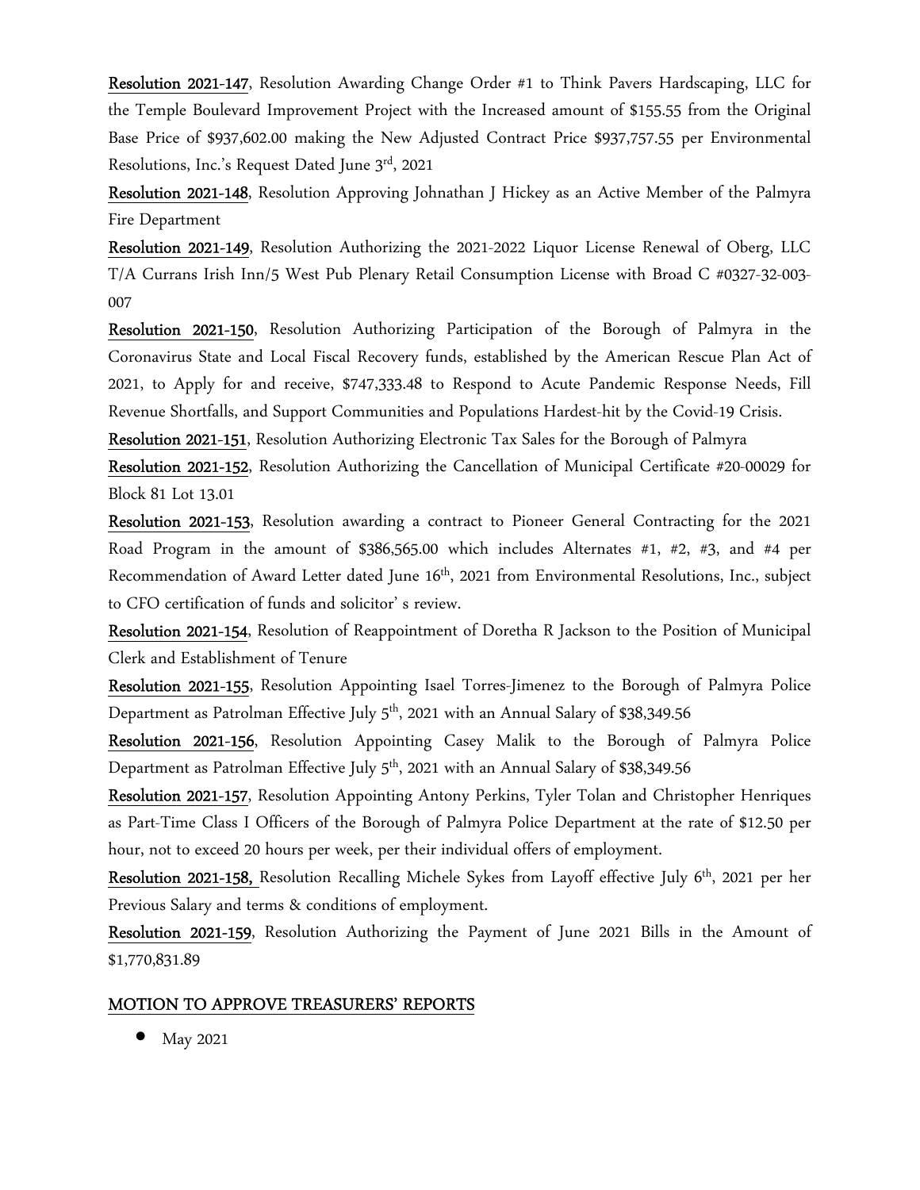**Resolution 2021-147**, Resolution Awarding Change Order #1 to Think Pavers Hardscaping, LLC for the Temple Boulevard Improvement Project with the Increased amount of $155.55 from the Original Base Price of $937,602.00 making the New Adjusted Contract Price $937,757.55 per Environmental Resolutions, Inc.'s Request Dated June 3rd, 2021

**Resolution 2021-148**, Resolution Approving Johnathan J Hickey as an Active Member of the Palmyra Fire Department

**Resolution 2021-149**, Resolution Authorizing the 2021-2022 Liquor License Renewal of Oberg, LLC T/A Currans Irish Inn/5 West Pub Plenary Retail Consumption License with Broad C #0327-32-003-007

**Resolution 2021-150**, Resolution Authorizing Participation of the Borough of Palmyra in the Coronavirus State and Local Fiscal Recovery funds, established by the American Rescue Plan Act of 2021, to Apply for and receive, $747,333.48 to Respond to Acute Pandemic Response Needs, Fill Revenue Shortfalls, and Support Communities and Populations Hardest-hit by the Covid-19 Crisis.

**Resolution 2021-151**, Resolution Authorizing Electronic Tax Sales for the Borough of Palmyra

**Resolution 2021-152**, Resolution Authorizing the Cancellation of Municipal Certificate #20-00029 for Block 81 Lot 13.01

**Resolution 2021-153**, Resolution awarding a contract to Pioneer General Contracting for the 2021 Road Program in the amount of $386,565.00 which includes Alternates #1, #2, #3, and #4 per Recommendation of Award Letter dated June 16th, 2021 from Environmental Resolutions, Inc., subject to CFO certification of funds and solicitor' s review.

**Resolution 2021-154**, Resolution of Reappointment of Doretha R Jackson to the Position of Municipal Clerk and Establishment of Tenure

**Resolution 2021-155**, Resolution Appointing Isael Torres-Jimenez to the Borough of Palmyra Police Department as Patrolman Effective July 5th, 2021 with an Annual Salary of $38,349.56

**Resolution 2021-156**, Resolution Appointing Casey Malik to the Borough of Palmyra Police Department as Patrolman Effective July 5th, 2021 with an Annual Salary of $38,349.56

**Resolution 2021-157**, Resolution Appointing Antony Perkins, Tyler Tolan and Christopher Henriques as Part-Time Class I Officers of the Borough of Palmyra Police Department at the rate of $12.50 per hour, not to exceed 20 hours per week, per their individual offers of employment.

**Resolution 2021-158,** Resolution Recalling Michele Sykes from Layoff effective July 6th, 2021 per her Previous Salary and terms & conditions of employment.

**Resolution 2021-159**, Resolution Authorizing the Payment of June 2021 Bills in the Amount of $1,770,831.89

## MOTION TO APPROVE TREASURERS' REPORTS

- May 2021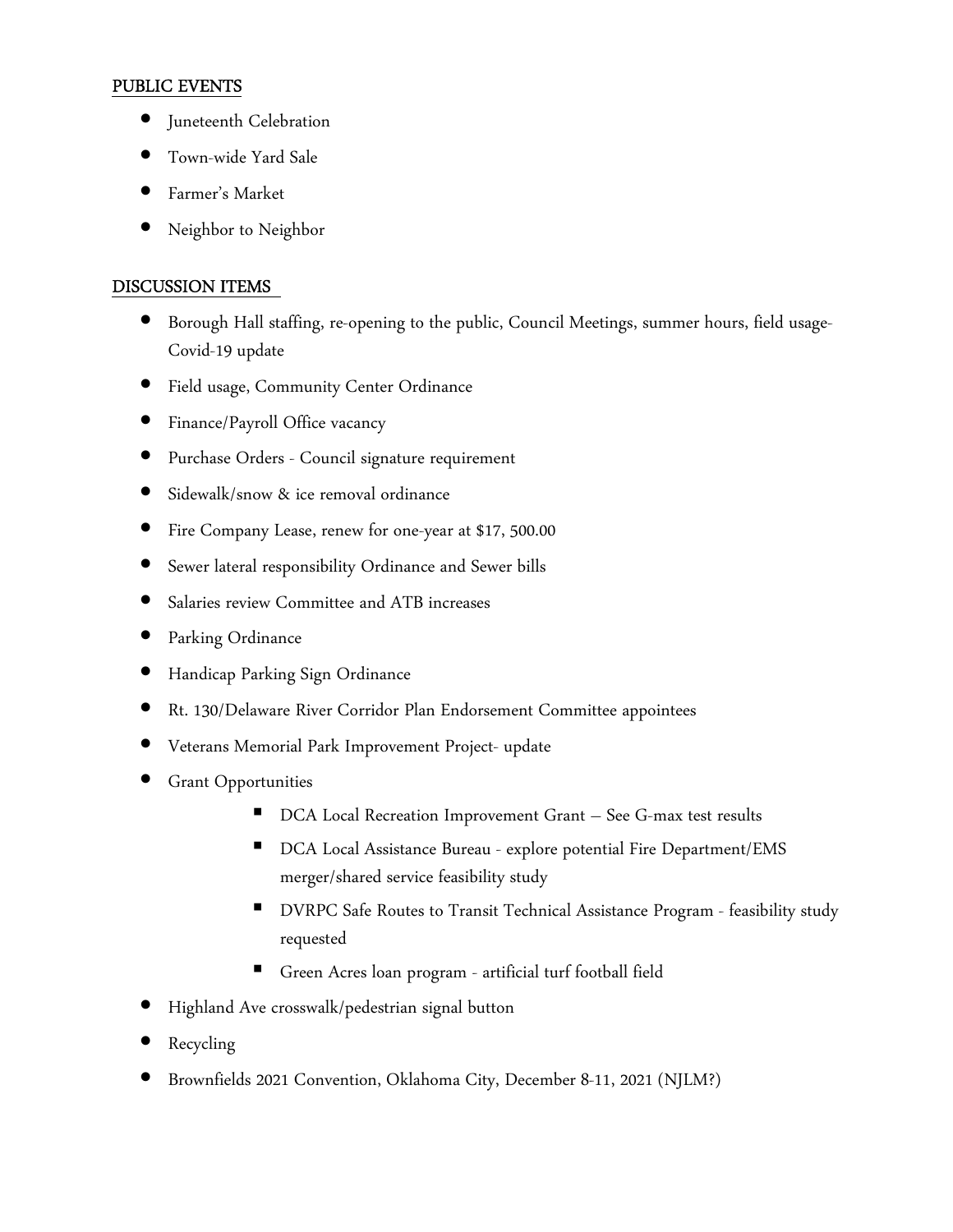## PUBLIC EVENTS

- Juneteenth Celebration
- Town-wide Yard Sale
- Farmer's Market
- Neighbor to Neighbor

## DISCUSSION ITEMS

- Borough Hall staffing, re-opening to the public, Council Meetings, summer hours, field usage- Covid-19 update
- Field usage, Community Center Ordinance
- Finance/Payroll Office vacancy
- Purchase Orders - Council signature requirement
- Sidewalk/snow & ice removal ordinance
- Fire Company Lease, renew for one-year at $17, 500.00
- Sewer lateral responsibility Ordinance and Sewer bills
- Salaries review Committee and ATB increases
- Parking Ordinance
- Handicap Parking Sign Ordinance
- Rt. 130/Delaware River Corridor Plan Endorsement Committee appointees
- Veterans Memorial Park Improvement Project- update
- Grant Opportunities
  - DCA Local Recreation Improvement Grant – See G-max test results
  - DCA Local Assistance Bureau - explore potential Fire Department/EMS merger/shared service feasibility study
  - DVRPC Safe Routes to Transit Technical Assistance Program - feasibility study requested
  - Green Acres loan program - artificial turf football field
- Highland Ave crosswalk/pedestrian signal button
- Recycling
- Brownfields 2021 Convention, Oklahoma City, December 8-11, 2021 (NJLM?)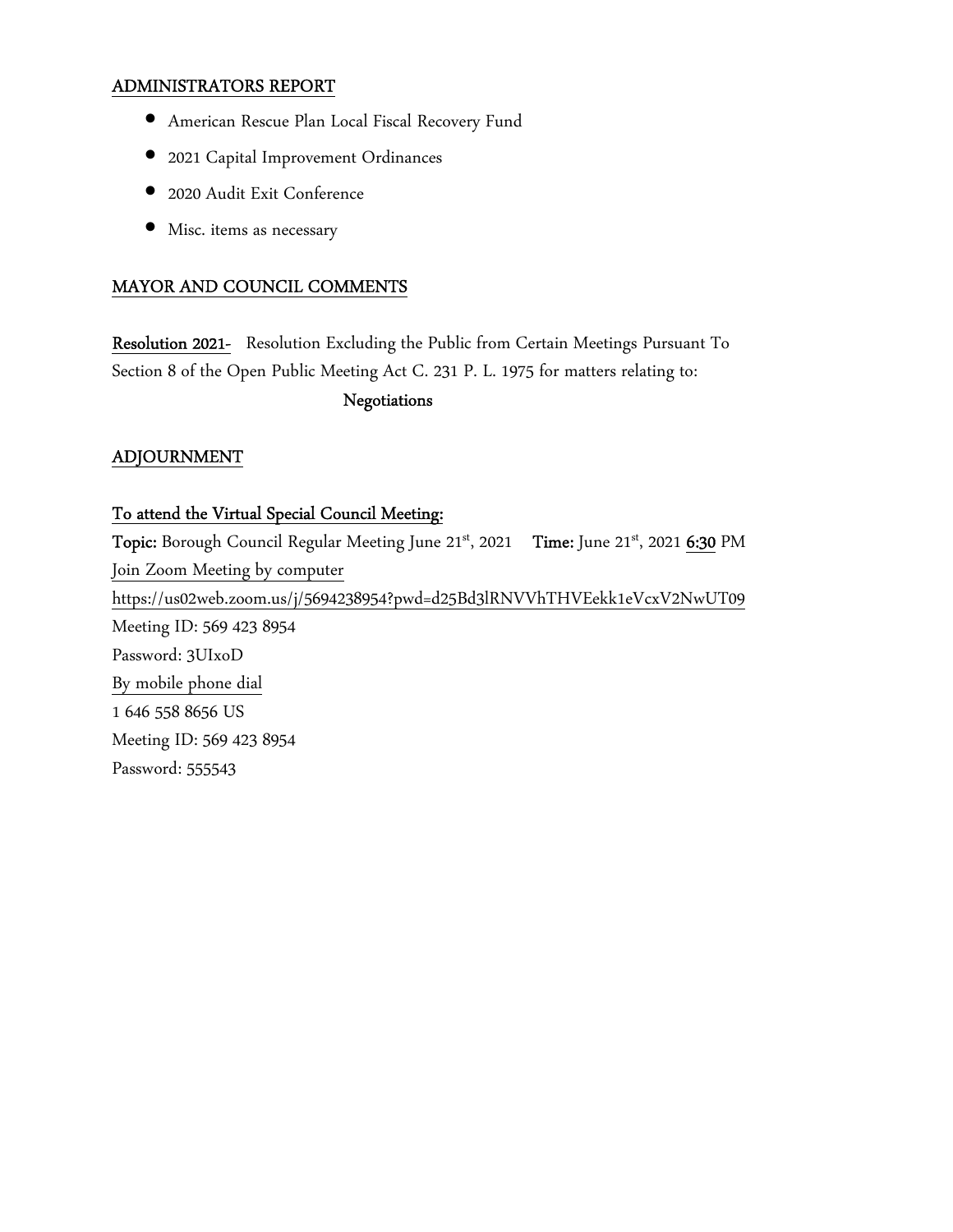## ADMINISTRATORS REPORT

- American Rescue Plan Local Fiscal Recovery Fund
- 2021 Capital Improvement Ordinances
- 2020 Audit Exit Conference
- Misc. items as necessary

## MAYOR AND COUNCIL COMMENTS

**Resolution 2021-** Resolution Excluding the Public from Certain Meetings Pursuant To Section 8 of the Open Public Meeting Act C. 231 P. L. 1975 for matters relating to:

**Negotiations**

## ADJOURNMENT

**To attend the Virtual Special Council Meeting:**

**Topic:** Borough Council Regular Meeting June 21st, 2021 **Time:** June 21st, 2021 **6:30** PM

Join Zoom Meeting by computer

https://us02web.zoom.us/j/5694238954?pwd=d25Bd3lRNVVhTHVEekk1eVcxV2NwUT09

Meeting ID: 569 423 8954

Password: 3UIxoD

By mobile phone dial

1 646 558 8656 US

Meeting ID: 569 423 8954

Password: 555543